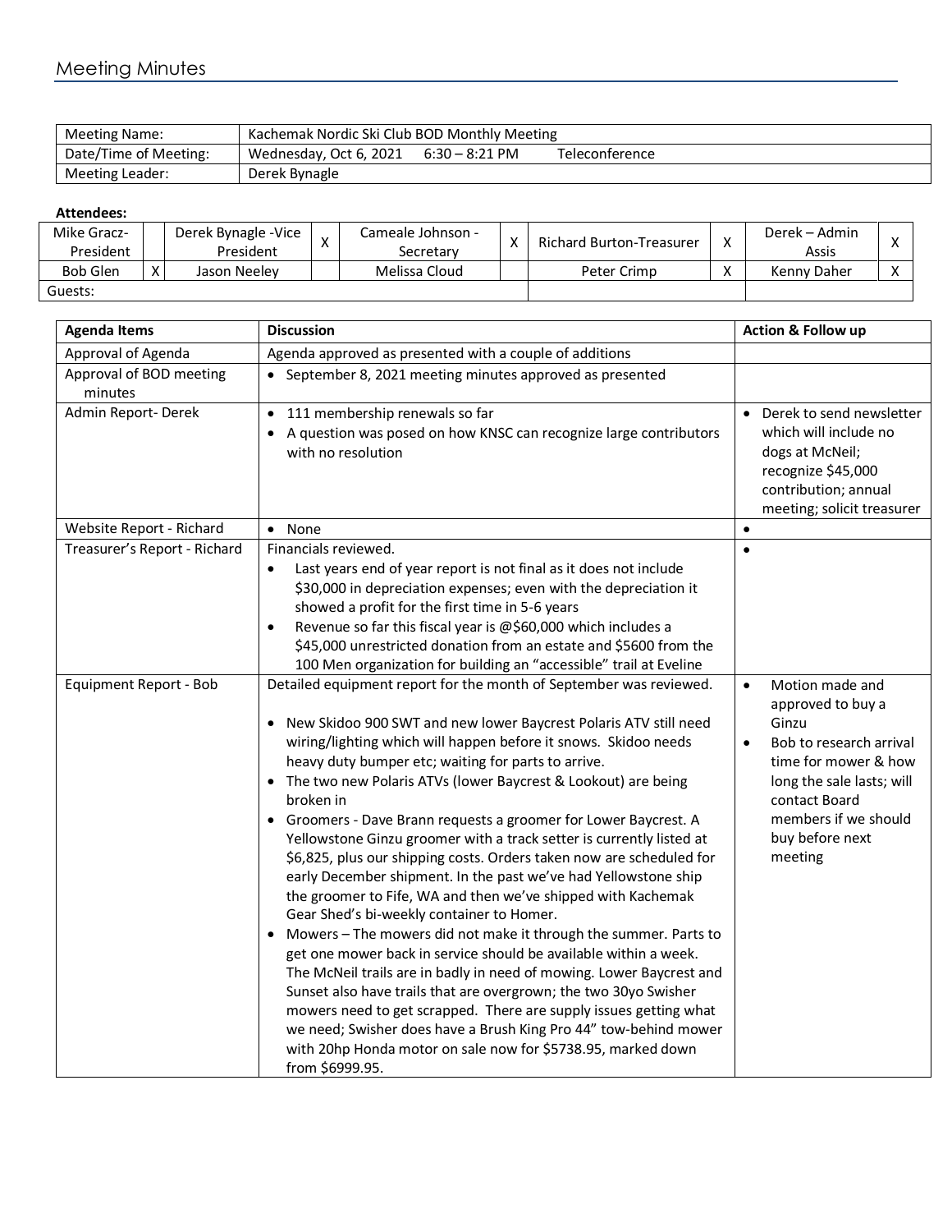# Meeting Minutes

| Meeting Name: | Kachemak Nordic Ski Club BOD Monthly Meeting |
|---|---|
| Date/Time of Meeting: | Wednesday, Oct 6, 2021 6:30 – 8:21 PM Teleconference |
| Meeting Leader: | Derek Bynagle |

**Attendees:**

| Mike Gracz- President | | Derek Bynagle -Vice President | X | Cameale Johnson - Secretary | X | Richard Burton-Treasurer | X | Derek – Admin Assis | X |
|---|---|---|---|---|---|---|---|---|---|
| Bob Glen | X | Jason Neeley | | Melissa Cloud | | Peter Crimp | X | Kenny Daher | X |
| Guests: | | | | | | | | | |

| Agenda Items | Discussion | Action & Follow up |
|---|---|---|
| Approval of Agenda | Agenda approved as presented with a couple of additions | |
| Approval of BOD meeting minutes | • September 8, 2021 meeting minutes approved as presented | |
| Admin Report- Derek | • 111 membership renewals so far<br>• A question was posed on how KNSC can recognize large contributors with no resolution | • Derek to send newsletter which will include no dogs at McNeil; recognize $45,000 contribution; annual meeting; solicit treasurer |
| Website Report - Richard | • None | • |
| Treasurer's Report - Richard | Financials reviewed.<br>• Last years end of year report is not final as it does not include $30,000 in depreciation expenses; even with the depreciation it showed a profit for the first time in 5-6 years<br>• Revenue so far this fiscal year is @$60,000 which includes a $45,000 unrestricted donation from an estate and $5600 from the 100 Men organization for building an "accessible" trail at Eveline | • |
| Equipment Report - Bob | Detailed equipment report for the month of September was reviewed.<br><br>• New Skidoo 900 SWT and new lower Baycrest Polaris ATV still need wiring/lighting which will happen before it snows. Skidoo needs heavy duty bumper etc; waiting for parts to arrive.<br>• The two new Polaris ATVs (lower Baycrest & Lookout) are being broken in<br>• Groomers - Dave Brann requests a groomer for Lower Baycrest. A Yellowstone Ginzu groomer with a track setter is currently listed at $6,825, plus our shipping costs. Orders taken now are scheduled for early December shipment. In the past we've had Yellowstone ship the groomer to Fife, WA and then we've shipped with Kachemak Gear Shed's bi-weekly container to Homer.<br>• Mowers – The mowers did not make it through the summer. Parts to get one mower back in service should be available within a week. The McNeil trails are in badly in need of mowing. Lower Baycrest and Sunset also have trails that are overgrown; the two 30yo Swisher mowers need to get scrapped. There are supply issues getting what we need; Swisher does have a Brush King Pro 44" tow-behind mower with 20hp Honda motor on sale now for $5738.95, marked down from $6999.95. | • Motion made and approved to buy a Ginzu<br>• Bob to research arrival time for mower & how long the sale lasts; will contact Board members if we should buy before next meeting |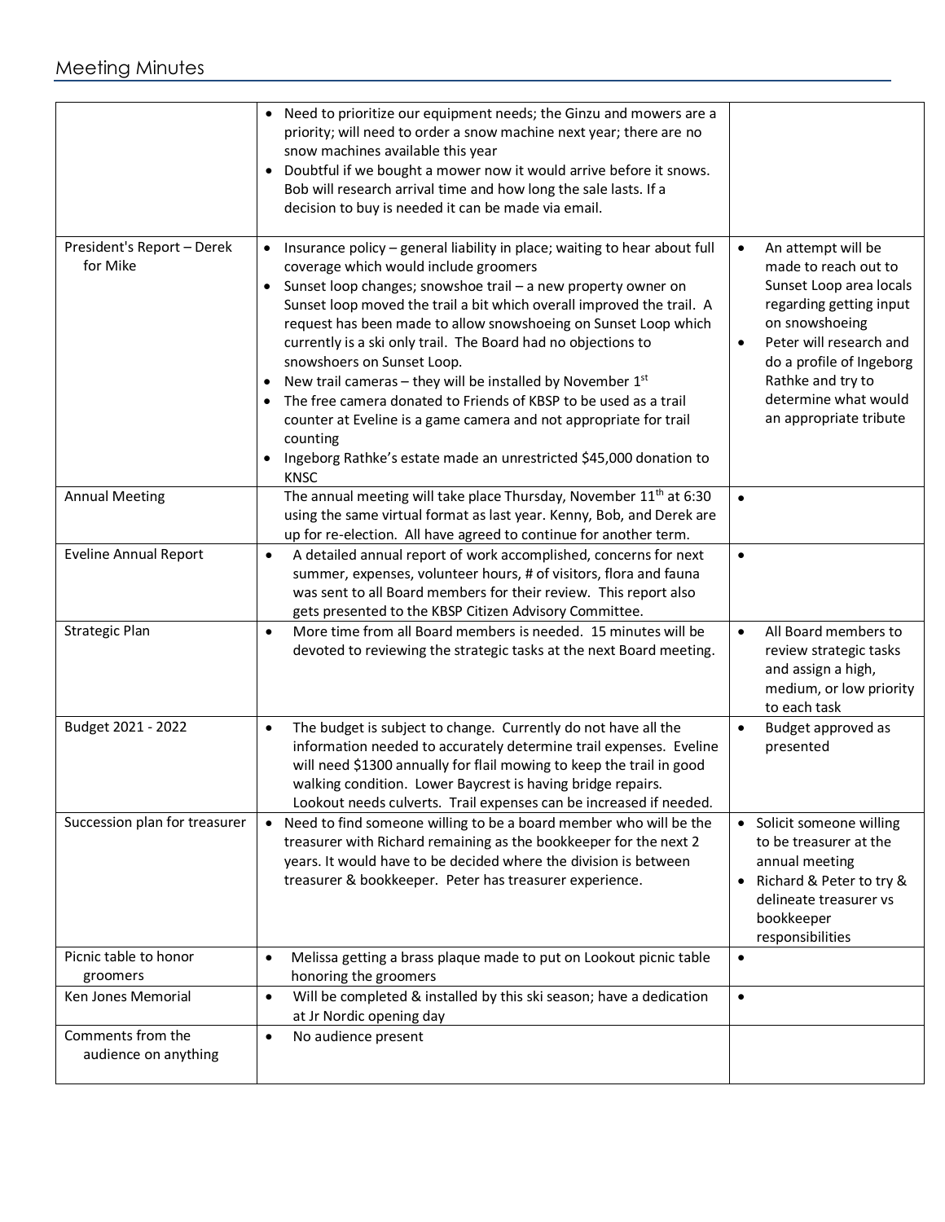## Meeting Minutes

| | | |
|---|---|---|
| | • Need to prioritize our equipment needs; the Ginzu and mowers are a priority; will need to order a snow machine next year; there are no snow machines available this year<br>• Doubtful if we bought a mower now it would arrive before it snows. Bob will research arrival time and how long the sale lasts. If a decision to buy is needed it can be made via email. | |
| President's Report – Derek for Mike | • Insurance policy – general liability in place; waiting to hear about full coverage which would include groomers<br>• Sunset loop changes; snowshoe trail – a new property owner on Sunset loop moved the trail a bit which overall improved the trail. A request has been made to allow snowshoeing on Sunset Loop which currently is a ski only trail. The Board had no objections to snowshoers on Sunset Loop.<br>• New trail cameras – they will be installed by November 1st<br>• The free camera donated to Friends of KBSP to be used as a trail counter at Eveline is a game camera and not appropriate for trail counting<br>• Ingeborg Rathke's estate made an unrestricted $45,000 donation to KNSC | • An attempt will be made to reach out to Sunset Loop area locals regarding getting input on snowshoeing<br>• Peter will research and do a profile of Ingeborg Rathke and try to determine what would an appropriate tribute |
| Annual Meeting | The annual meeting will take place Thursday, November 11th at 6:30 using the same virtual format as last year. Kenny, Bob, and Derek are up for re-election. All have agreed to continue for another term. | • |
| Eveline Annual Report | • A detailed annual report of work accomplished, concerns for next summer, expenses, volunteer hours, # of visitors, flora and fauna was sent to all Board members for their review. This report also gets presented to the KBSP Citizen Advisory Committee. | • |
| Strategic Plan | • More time from all Board members is needed. 15 minutes will be devoted to reviewing the strategic tasks at the next Board meeting. | • All Board members to review strategic tasks and assign a high, medium, or low priority to each task |
| Budget 2021 - 2022 | • The budget is subject to change. Currently do not have all the information needed to accurately determine trail expenses. Eveline will need $1300 annually for flail mowing to keep the trail in good walking condition. Lower Baycrest is having bridge repairs. Lookout needs culverts. Trail expenses can be increased if needed. | • Budget approved as presented |
| Succession plan for treasurer | • Need to find someone willing to be a board member who will be the treasurer with Richard remaining as the bookkeeper for the next 2 years. It would have to be decided where the division is between treasurer & bookkeeper. Peter has treasurer experience. | • Solicit someone willing to be treasurer at the annual meeting<br>• Richard & Peter to try & delineate treasurer vs bookkeeper responsibilities |
| Picnic table to honor groomers | • Melissa getting a brass plaque made to put on Lookout picnic table honoring the groomers | • |
| Ken Jones Memorial | • Will be completed & installed by this ski season; have a dedication at Jr Nordic opening day | • |
| Comments from the audience on anything | • No audience present | |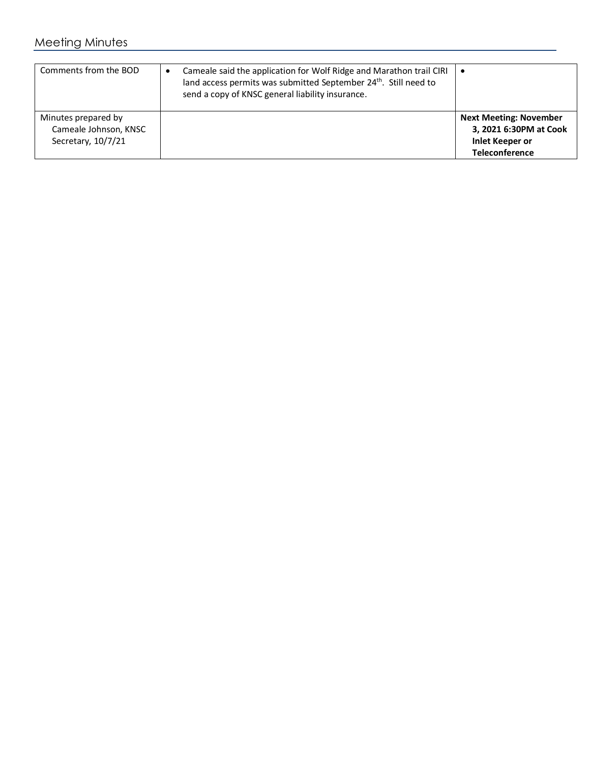| | | |
|---|---|---|
| Comments from the BOD | • Cameale said the application for Wolf Ridge and Marathon trail CIRI land access permits was submitted September 24th. Still need to send a copy of KNSC general liability insurance. | • |
| Minutes prepared by Cameale Johnson, KNSC Secretary, 10/7/21 | | **Next Meeting: November 3, 2021 6:30PM at Cook Inlet Keeper or Teleconference** |